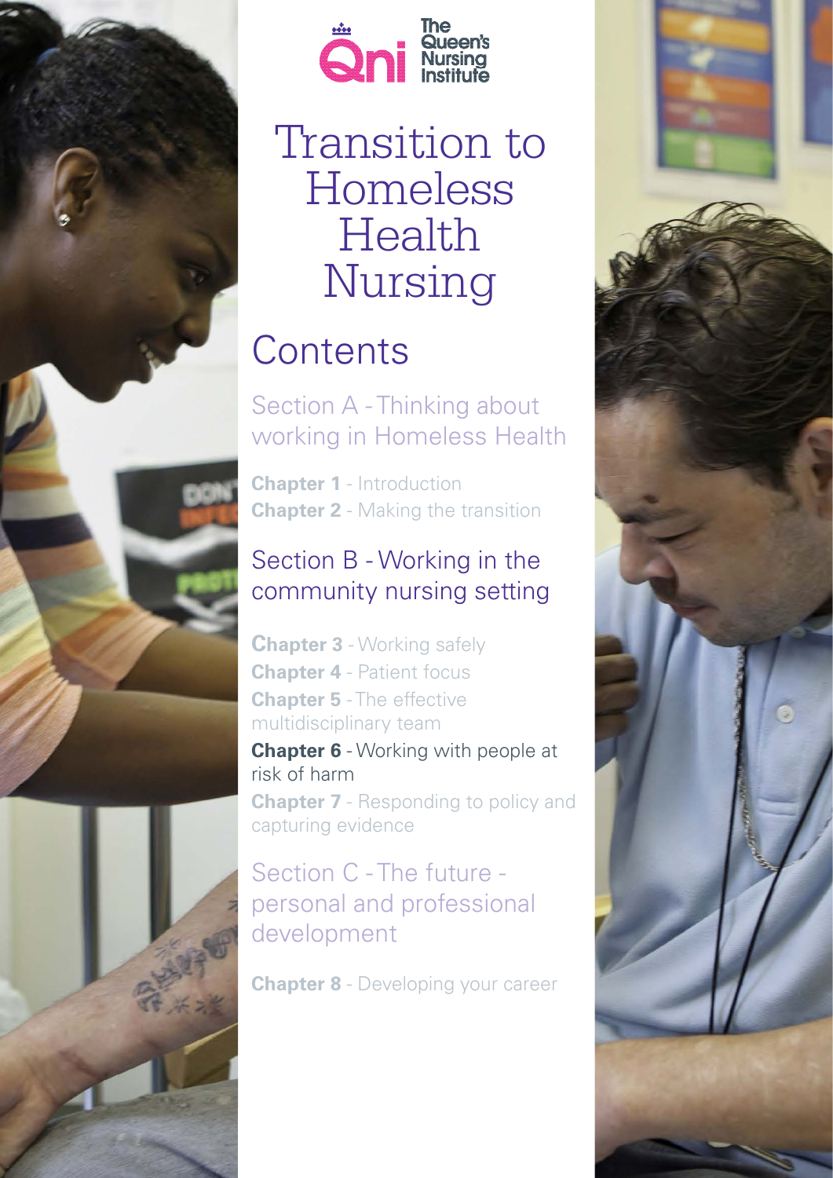The Queen's Nursing Institute

# Transition to Homeless Health Nursing

## Contents

### Section A - Thinking about working in Homeless Health

**Chapter 1** - Introduction
**Chapter 2** - Making the transition

### Section B - Working in the community nursing setting

**Chapter 3** - Working safely
**Chapter 4** - Patient focus
**Chapter 5** - The effective multidisciplinary team
**Chapter 6** - Working with people at risk of harm
**Chapter 7** - Responding to policy and capturing evidence

### Section C - The future - personal and professional development

**Chapter 8** - Developing your career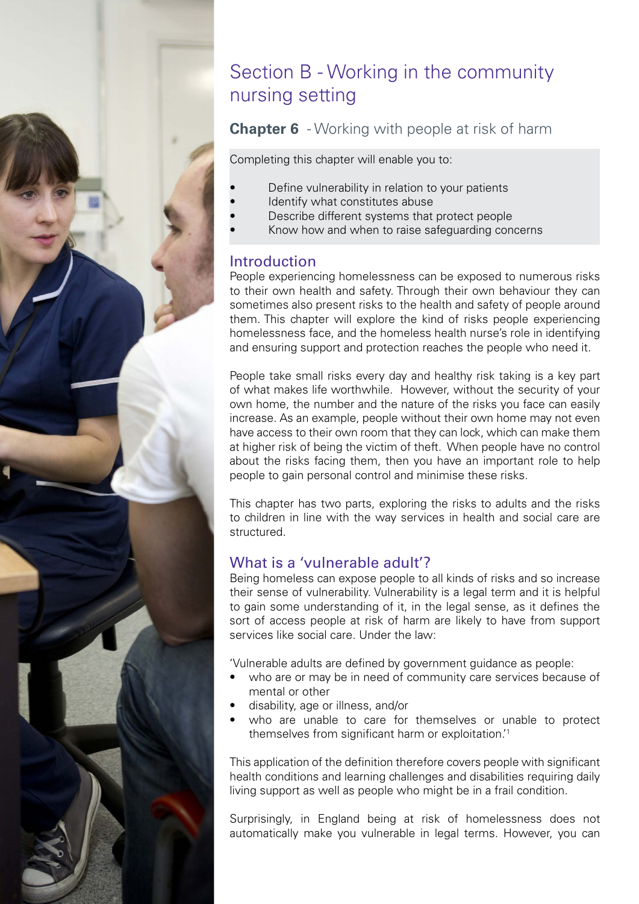# Section B - Working in the community nursing setting

## **Chapter 6** - Working with people at risk of harm

Completing this chapter will enable you to:

- Define vulnerability in relation to your patients
- Identify what constitutes abuse
- Describe different systems that protect people
- Know how and when to raise safeguarding concerns

### Introduction

People experiencing homelessness can be exposed to numerous risks to their own health and safety. Through their own behaviour they can sometimes also present risks to the health and safety of people around them. This chapter will explore the kind of risks people experiencing homelessness face, and the homeless health nurse's role in identifying and ensuring support and protection reaches the people who need it.

People take small risks every day and healthy risk taking is a key part of what makes life worthwhile. However, without the security of your own home, the number and the nature of the risks you face can easily increase. As an example, people without their own home may not even have access to their own room that they can lock, which can make them at higher risk of being the victim of theft. When people have no control about the risks facing them, then you have an important role to help people to gain personal control and minimise these risks.

This chapter has two parts, exploring the risks to adults and the risks to children in line with the way services in health and social care are structured.

### What is a 'vulnerable adult'?

Being homeless can expose people to all kinds of risks and so increase their sense of vulnerability. Vulnerability is a legal term and it is helpful to gain some understanding of it, in the legal sense, as it defines the sort of access people at risk of harm are likely to have from support services like social care. Under the law:

'Vulnerable adults are defined by government guidance as people:

- who are or may be in need of community care services because of mental or other
- disability, age or illness, and/or
- who are unable to care for themselves or unable to protect themselves from significant harm or exploitation.'[1]

This application of the definition therefore covers people with significant health conditions and learning challenges and disabilities requiring daily living support as well as people who might be in a frail condition.

Surprisingly, in England being at risk of homelessness does not automatically make you vulnerable in legal terms. However, you can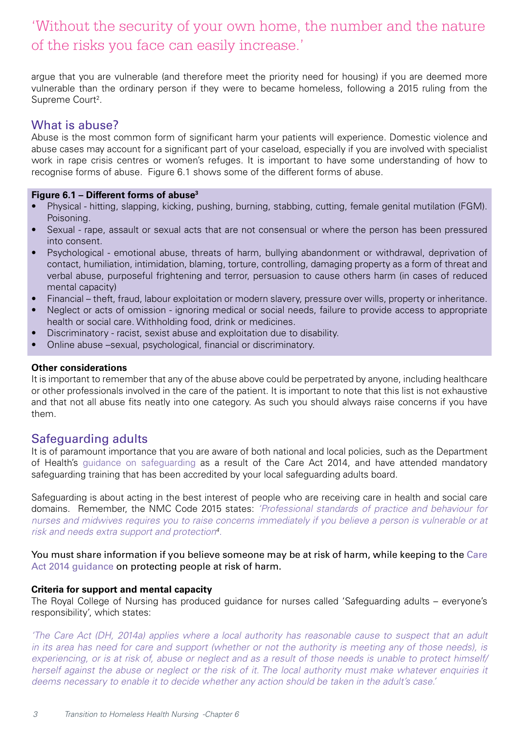'Without the security of your own home, the number and the nature of the risks you face can easily increase.'

argue that you are vulnerable (and therefore meet the priority need for housing) if you are deemed more vulnerable than the ordinary person if they were to became homeless, following a 2015 ruling from the Supreme Court[2].

## What is abuse?

Abuse is the most common form of significant harm your patients will experience. Domestic violence and abuse cases may account for a significant part of your caseload, especially if you are involved with specialist work in rape crisis centres or women's refuges. It is important to have some understanding of how to recognise forms of abuse. Figure 6.1 shows some of the different forms of abuse.

**Figure 6.1 – Different forms of abuse[3]**

- Physical - hitting, slapping, kicking, pushing, burning, stabbing, cutting, female genital mutilation (FGM). Poisoning.
- Sexual - rape, assault or sexual acts that are not consensual or where the person has been pressured into consent.
- Psychological - emotional abuse, threats of harm, bullying abandonment or withdrawal, deprivation of contact, humiliation, intimidation, blaming, torture, controlling, damaging property as a form of threat and verbal abuse, purposeful frightening and terror, persuasion to cause others harm (in cases of reduced mental capacity)
- Financial – theft, fraud, labour exploitation or modern slavery, pressure over wills, property or inheritance.
- Neglect or acts of omission - ignoring medical or social needs, failure to provide access to appropriate health or social care. Withholding food, drink or medicines.
- Discriminatory - racist, sexist abuse and exploitation due to disability.
- Online abuse –sexual, psychological, financial or discriminatory.

**Other considerations**

It is important to remember that any of the abuse above could be perpetrated by anyone, including healthcare or other professionals involved in the care of the patient. It is important to note that this list is not exhaustive and that not all abuse fits neatly into one category. As such you should always raise concerns if you have them.

## Safeguarding adults

It is of paramount importance that you are aware of both national and local policies, such as the Department of Health's guidance on safeguarding as a result of the Care Act 2014, and have attended mandatory safeguarding training that has been accredited by your local safeguarding adults board.

Safeguarding is about acting in the best interest of people who are receiving care in health and social care domains. Remember, the NMC Code 2015 states: *'Professional standards of practice and behaviour for nurses and midwives requires you to raise concerns immediately if you believe a person is vulnerable or at risk and needs extra support and protection[4].*

You must share information if you believe someone may be at risk of harm, while keeping to the Care Act 2014 guidance on protecting people at risk of harm.

**Criteria for support and mental capacity**

The Royal College of Nursing has produced guidance for nurses called 'Safeguarding adults – everyone's responsibility', which states:

*'The Care Act (DH, 2014a) applies where a local authority has reasonable cause to suspect that an adult in its area has need for care and support (whether or not the authority is meeting any of those needs), is experiencing, or is at risk of, abuse or neglect and as a result of those needs is unable to protect himself/herself against the abuse or neglect or the risk of it. The local authority must make whatever enquiries it deems necessary to enable it to decide whether any action should be taken in the adult's case.'*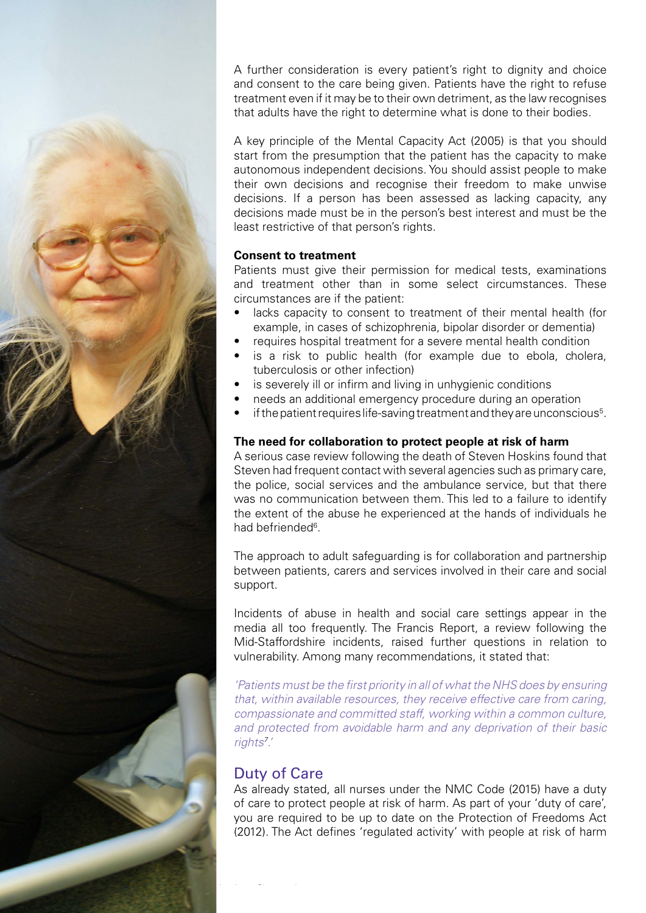A further consideration is every patient's right to dignity and choice and consent to the care being given. Patients have the right to refuse treatment even if it may be to their own detriment, as the law recognises that adults have the right to determine what is done to their bodies.

A key principle of the Mental Capacity Act (2005) is that you should start from the presumption that the patient has the capacity to make autonomous independent decisions. You should assist people to make their own decisions and recognise their freedom to make unwise decisions. If a person has been assessed as lacking capacity, any decisions made must be in the person's best interest and must be the least restrictive of that person's rights.

**Consent to treatment**

Patients must give their permission for medical tests, examinations and treatment other than in some select circumstances. These circumstances are if the patient:

- lacks capacity to consent to treatment of their mental health (for example, in cases of schizophrenia, bipolar disorder or dementia)
- requires hospital treatment for a severe mental health condition
- is a risk to public health (for example due to ebola, cholera, tuberculosis or other infection)
- is severely ill or infirm and living in unhygienic conditions
- needs an additional emergency procedure during an operation
- if the patient requires life-saving treatment and they are unconscious[5].

**The need for collaboration to protect people at risk of harm**

A serious case review following the death of Steven Hoskins found that Steven had frequent contact with several agencies such as primary care, the police, social services and the ambulance service, but that there was no communication between them. This led to a failure to identify the extent of the abuse he experienced at the hands of individuals he had befriended[6].

The approach to adult safeguarding is for collaboration and partnership between patients, carers and services involved in their care and social support.

Incidents of abuse in health and social care settings appear in the media all too frequently. The Francis Report, a review following the Mid-Staffordshire incidents, raised further questions in relation to vulnerability. Among many recommendations, it stated that:

*'Patients must be the first priority in all of what the NHS does by ensuring that, within available resources, they receive effective care from caring, compassionate and committed staff, working within a common culture, and protected from avoidable harm and any deprivation of their basic rights[7].'*

## Duty of Care

As already stated, all nurses under the NMC Code (2015) have a duty of care to protect people at risk of harm. As part of your 'duty of care', you are required to be up to date on the Protection of Freedoms Act (2012). The Act defines 'regulated activity' with people at risk of harm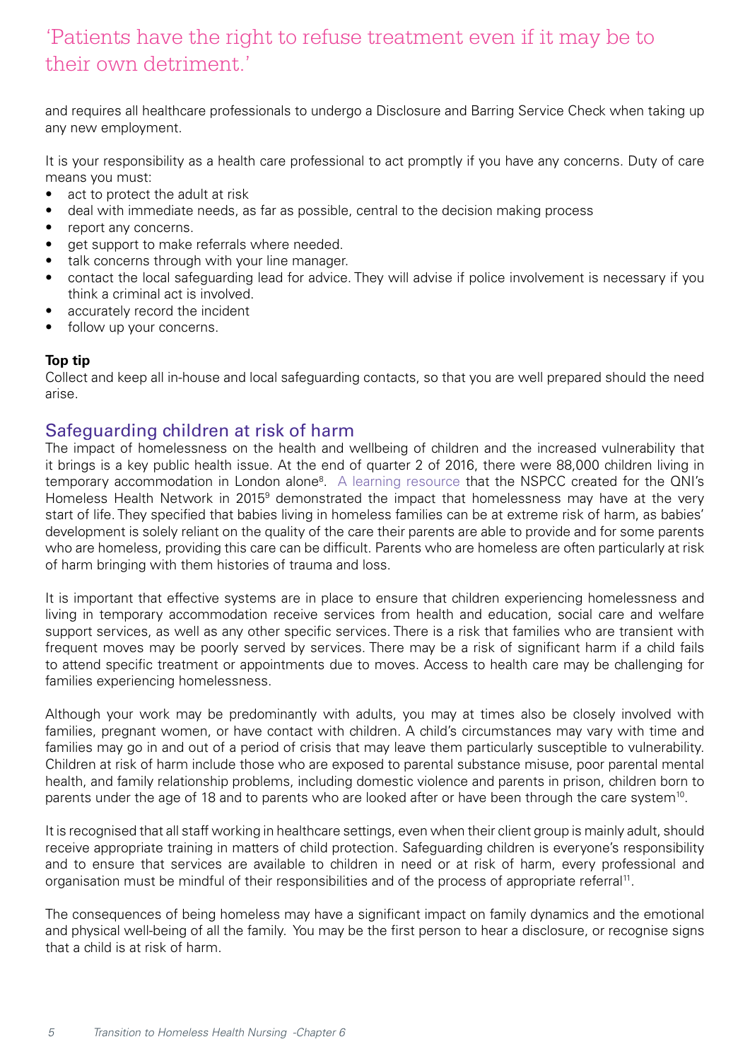> 'Patients have the right to refuse treatment even if it may be to their own detriment.'

and requires all healthcare professionals to undergo a Disclosure and Barring Service Check when taking up any new employment.

It is your responsibility as a health care professional to act promptly if you have any concerns. Duty of care means you must:

- act to protect the adult at risk
- deal with immediate needs, as far as possible, central to the decision making process
- report any concerns.
- get support to make referrals where needed.
- talk concerns through with your line manager.
- contact the local safeguarding lead for advice. They will advise if police involvement is necessary if you think a criminal act is involved.
- accurately record the incident
- follow up your concerns.

**Top tip**
Collect and keep all in-house and local safeguarding contacts, so that you are well prepared should the need arise.

## Safeguarding children at risk of harm

The impact of homelessness on the health and wellbeing of children and the increased vulnerability that it brings is a key public health issue. At the end of quarter 2 of 2016, there were 88,000 children living in temporary accommodation in London alone[8]. A learning resource that the NSPCC created for the QNI's Homeless Health Network in 2015[9] demonstrated the impact that homelessness may have at the very start of life. They specified that babies living in homeless families can be at extreme risk of harm, as babies' development is solely reliant on the quality of the care their parents are able to provide and for some parents who are homeless, providing this care can be difficult. Parents who are homeless are often particularly at risk of harm bringing with them histories of trauma and loss.

It is important that effective systems are in place to ensure that children experiencing homelessness and living in temporary accommodation receive services from health and education, social care and welfare support services, as well as any other specific services. There is a risk that families who are transient with frequent moves may be poorly served by services. There may be a risk of significant harm if a child fails to attend specific treatment or appointments due to moves. Access to health care may be challenging for families experiencing homelessness.

Although your work may be predominantly with adults, you may at times also be closely involved with families, pregnant women, or have contact with children. A child's circumstances may vary with time and families may go in and out of a period of crisis that may leave them particularly susceptible to vulnerability. Children at risk of harm include those who are exposed to parental substance misuse, poor parental mental health, and family relationship problems, including domestic violence and parents in prison, children born to parents under the age of 18 and to parents who are looked after or have been through the care system[10].

It is recognised that all staff working in healthcare settings, even when their client group is mainly adult, should receive appropriate training in matters of child protection. Safeguarding children is everyone's responsibility and to ensure that services are available to children in need or at risk of harm, every professional and organisation must be mindful of their responsibilities and of the process of appropriate referral[11].

The consequences of being homeless may have a significant impact on family dynamics and the emotional and physical well-being of all the family. You may be the first person to hear a disclosure, or recognise signs that a child is at risk of harm.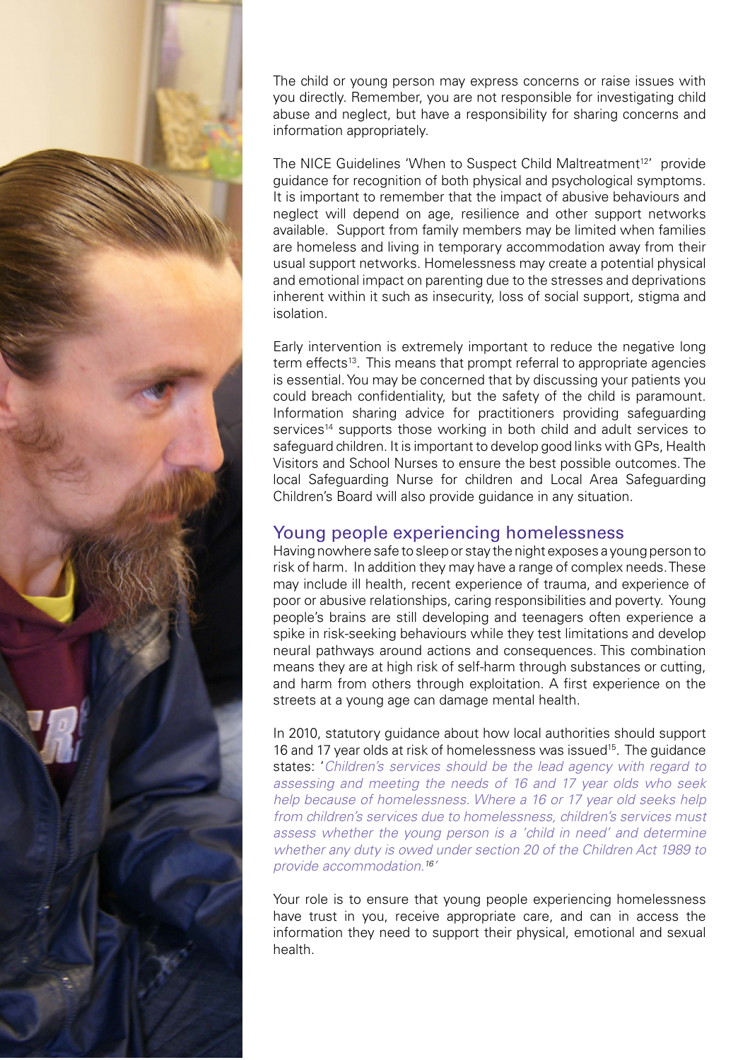The child or young person may express concerns or raise issues with you directly. Remember, you are not responsible for investigating child abuse and neglect, but have a responsibility for sharing concerns and information appropriately.

The NICE Guidelines 'When to Suspect Child Maltreatment[12]' provide guidance for recognition of both physical and psychological symptoms. It is important to remember that the impact of abusive behaviours and neglect will depend on age, resilience and other support networks available. Support from family members may be limited when families are homeless and living in temporary accommodation away from their usual support networks. Homelessness may create a potential physical and emotional impact on parenting due to the stresses and deprivations inherent within it such as insecurity, loss of social support, stigma and isolation.

Early intervention is extremely important to reduce the negative long term effects[13]. This means that prompt referral to appropriate agencies is essential. You may be concerned that by discussing your patients you could breach confidentiality, but the safety of the child is paramount. Information sharing advice for practitioners providing safeguarding services[14] supports those working in both child and adult services to safeguard children. It is important to develop good links with GPs, Health Visitors and School Nurses to ensure the best possible outcomes. The local Safeguarding Nurse for children and Local Area Safeguarding Children's Board will also provide guidance in any situation.

## Young people experiencing homelessness

Having nowhere safe to sleep or stay the night exposes a young person to risk of harm. In addition they may have a range of complex needs. These may include ill health, recent experience of trauma, and experience of poor or abusive relationships, caring responsibilities and poverty. Young people's brains are still developing and teenagers often experience a spike in risk-seeking behaviours while they test limitations and develop neural pathways around actions and consequences. This combination means they are at high risk of self-harm through substances or cutting, and harm from others through exploitation. A first experience on the streets at a young age can damage mental health.

In 2010, statutory guidance about how local authorities should support 16 and 17 year olds at risk of homelessness was issued[15]. The guidance states: '*Children's services should be the lead agency with regard to assessing and meeting the needs of 16 and 17 year olds who seek help because of homelessness. Where a 16 or 17 year old seeks help from children's services due to homelessness, children's services must assess whether the young person is a 'child in need' and determine whether any duty is owed under section 20 of the Children Act 1989 to provide accommodation.*[16]'

Your role is to ensure that young people experiencing homelessness have trust in you, receive appropriate care, and can in access the information they need to support their physical, emotional and sexual health.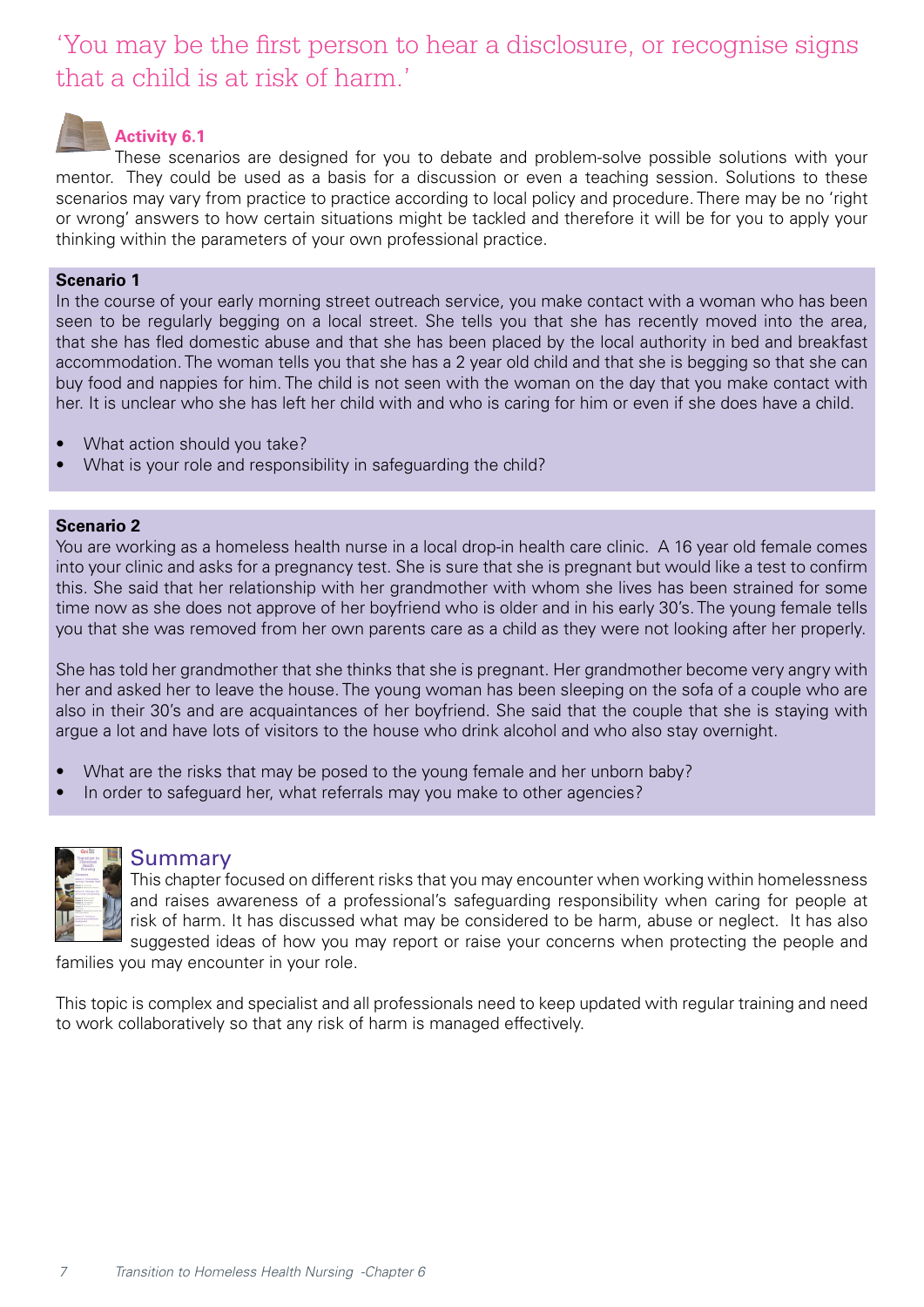'You may be the first person to hear a disclosure, or recognise signs that a child is at risk of harm.'

### Activity 6.1

These scenarios are designed for you to debate and problem-solve possible solutions with your mentor. They could be used as a basis for a discussion or even a teaching session. Solutions to these scenarios may vary from practice to practice according to local policy and procedure. There may be no 'right or wrong' answers to how certain situations might be tackled and therefore it will be for you to apply your thinking within the parameters of your own professional practice.

**Scenario 1**

In the course of your early morning street outreach service, you make contact with a woman who has been seen to be regularly begging on a local street. She tells you that she has recently moved into the area, that she has fled domestic abuse and that she has been placed by the local authority in bed and breakfast accommodation. The woman tells you that she has a 2 year old child and that she is begging so that she can buy food and nappies for him. The child is not seen with the woman on the day that you make contact with her. It is unclear who she has left her child with and who is caring for him or even if she does have a child.

- What action should you take?
- What is your role and responsibility in safeguarding the child?

**Scenario 2**

You are working as a homeless health nurse in a local drop-in health care clinic. A 16 year old female comes into your clinic and asks for a pregnancy test. She is sure that she is pregnant but would like a test to confirm this. She said that her relationship with her grandmother with whom she lives has been strained for some time now as she does not approve of her boyfriend who is older and in his early 30's. The young female tells you that she was removed from her own parents care as a child as they were not looking after her properly.

She has told her grandmother that she thinks that she is pregnant. Her grandmother become very angry with her and asked her to leave the house. The young woman has been sleeping on the sofa of a couple who are also in their 30's and are acquaintances of her boyfriend. She said that the couple that she is staying with argue a lot and have lots of visitors to the house who drink alcohol and who also stay overnight.

- What are the risks that may be posed to the young female and her unborn baby?
- In order to safeguard her, what referrals may you make to other agencies?

## Summary

This chapter focused on different risks that you may encounter when working within homelessness and raises awareness of a professional's safeguarding responsibility when caring for people at risk of harm. It has discussed what may be considered to be harm, abuse or neglect. It has also suggested ideas of how you may report or raise your concerns when protecting the people and families you may encounter in your role.

This topic is complex and specialist and all professionals need to keep updated with regular training and need to work collaboratively so that any risk of harm is managed effectively.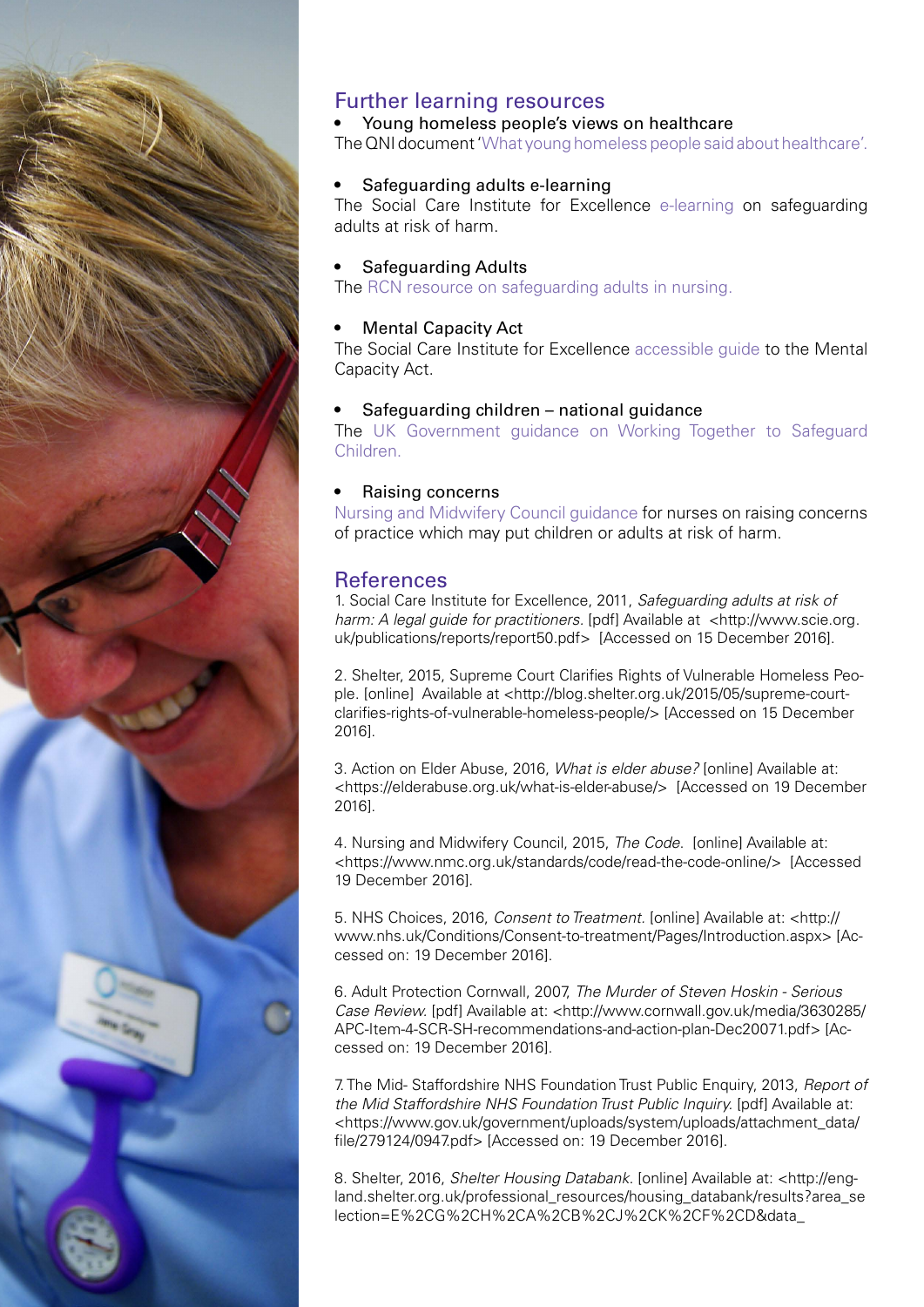## Further learning resources

- Young homeless people's views on healthcare

The QNI document 'What young homeless people said about healthcare'.

- Safeguarding adults e-learning

The Social Care Institute for Excellence e-learning on safeguarding adults at risk of harm.

- Safeguarding Adults

The RCN resource on safeguarding adults in nursing.

- Mental Capacity Act

The Social Care Institute for Excellence accessible guide to the Mental Capacity Act.

- Safeguarding children – national guidance

The UK Government guidance on Working Together to Safeguard Children.

- Raising concerns

Nursing and Midwifery Council guidance for nurses on raising concerns of practice which may put children or adults at risk of harm.

## References

1. Social Care Institute for Excellence, 2011, *Safeguarding adults at risk of harm: A legal guide for practitioners.* [pdf] Available at <http://www.scie.org.uk/publications/reports/report50.pdf> [Accessed on 15 December 2016].

2. Shelter, 2015, Supreme Court Clarifies Rights of Vulnerable Homeless People. [online] Available at <http://blog.shelter.org.uk/2015/05/supreme-court-clarifies-rights-of-vulnerable-homeless-people/> [Accessed on 15 December 2016].

3. Action on Elder Abuse, 2016, *What is elder abuse?* [online] Available at: <https://elderabuse.org.uk/what-is-elder-abuse/> [Accessed on 19 December 2016].

4. Nursing and Midwifery Council, 2015, *The Code.* [online] Available at: <https://www.nmc.org.uk/standards/code/read-the-code-online/> [Accessed 19 December 2016].

5. NHS Choices, 2016, *Consent to Treatment.* [online] Available at: <http://www.nhs.uk/Conditions/Consent-to-treatment/Pages/Introduction.aspx> [Accessed on: 19 December 2016].

6. Adult Protection Cornwall, 2007, *The Murder of Steven Hoskin - Serious Case Review.* [pdf] Available at: <http://www.cornwall.gov.uk/media/3630285/APC-Item-4-SCR-SH-recommendations-and-action-plan-Dec20071.pdf> [Accessed on: 19 December 2016].

7. The Mid- Staffordshire NHS Foundation Trust Public Enquiry, 2013, *Report of the Mid Staffordshire NHS Foundation Trust Public Inquiry.* [pdf] Available at: <https://www.gov.uk/government/uploads/system/uploads/attachment_data/file/279124/0947.pdf> [Accessed on: 19 December 2016].

8. Shelter, 2016, *Shelter Housing Databank.* [online] Available at: <http://england.shelter.org.uk/professional_resources/housing_databank/results?area_selection=E%2CG%2CH%2CA%2CB%2CJ%2CK%2CF%2CD&data_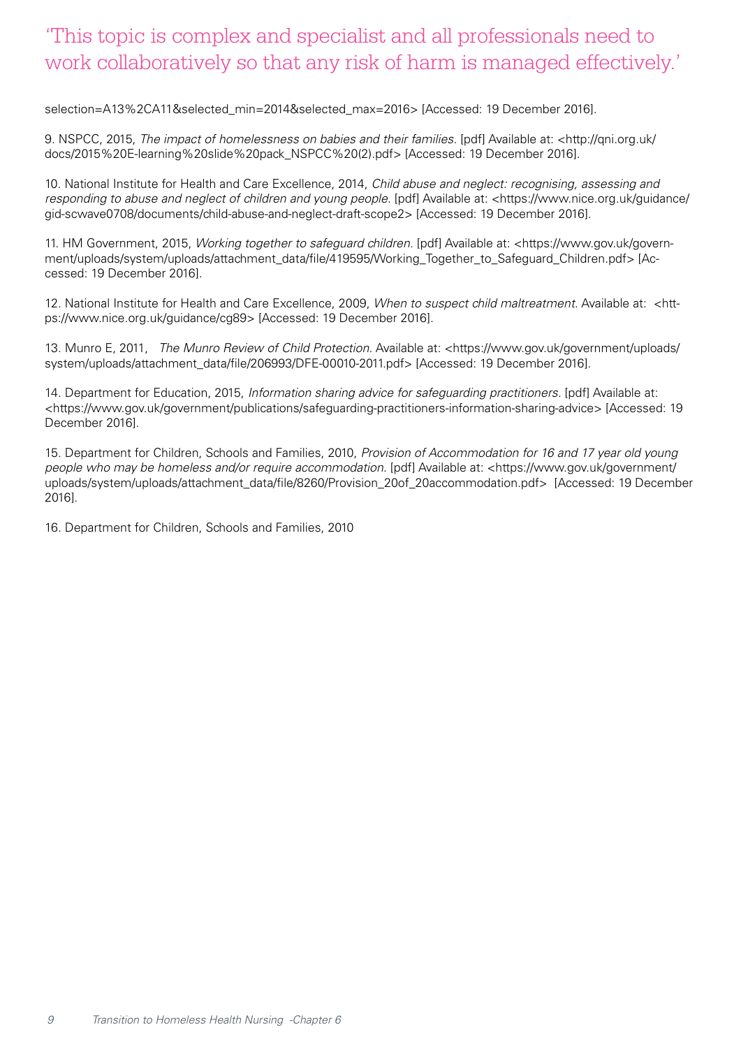'This topic is complex and specialist and all professionals need to work collaboratively so that any risk of harm is managed effectively.'

selection=A13%2CA11&selected_min=2014&selected_max=2016> [Accessed: 19 December 2016].

9. NSPCC, 2015, *The impact of homelessness on babies and their families.* [pdf] Available at: <http://qni.org.uk/docs/2015%20E-learning%20slide%20pack_NSPCC%20(2).pdf> [Accessed: 19 December 2016].

10. National Institute for Health and Care Excellence, 2014, *Child abuse and neglect: recognising, assessing and responding to abuse and neglect of children and young people.* [pdf] Available at: <https://www.nice.org.uk/guidance/gid-scwave0708/documents/child-abuse-and-neglect-draft-scope2> [Accessed: 19 December 2016].

11. HM Government, 2015, *Working together to safeguard children.* [pdf] Available at: <https://www.gov.uk/government/uploads/system/uploads/attachment_data/file/419595/Working_Together_to_Safeguard_Children.pdf> [Accessed: 19 December 2016].

12. National Institute for Health and Care Excellence, 2009, *When to suspect child maltreatment.* Available at: <https://www.nice.org.uk/guidance/cg89> [Accessed: 19 December 2016].

13. Munro E, 2011, *The Munro Review of Child Protection.* Available at: <https://www.gov.uk/government/uploads/system/uploads/attachment_data/file/206993/DFE-00010-2011.pdf> [Accessed: 19 December 2016].

14. Department for Education, 2015, *Information sharing advice for safeguarding practitioners.* [pdf] Available at: <https://www.gov.uk/government/publications/safeguarding-practitioners-information-sharing-advice> [Accessed: 19 December 2016].

15. Department for Children, Schools and Families, 2010, *Provision of Accommodation for 16 and 17 year old young people who may be homeless and/or require accommodation.* [pdf] Available at: <https://www.gov.uk/government/uploads/system/uploads/attachment_data/file/8260/Provision_20of_20accommodation.pdf> [Accessed: 19 December 2016].

16. Department for Children, Schools and Families, 2010